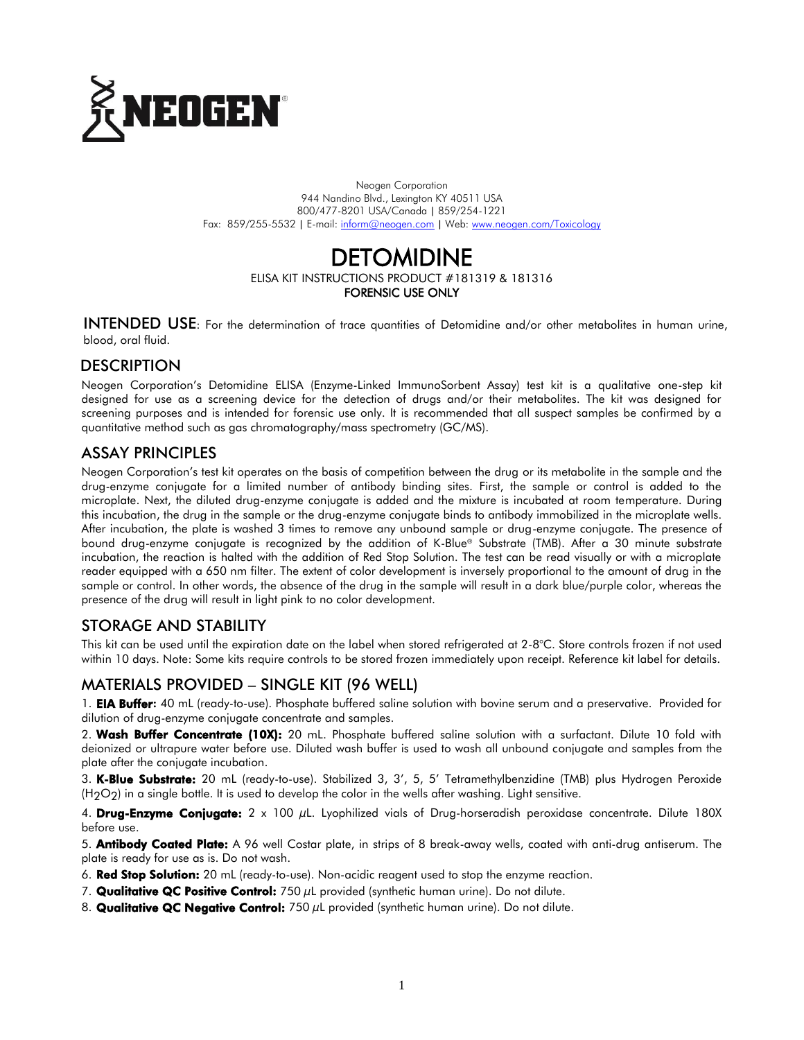NEOGEN®

Neogen Corporation
944 Nandino Blvd., Lexington KY 40511 USA
800/477-8201 USA/Canada | 859/254-1221
Fax: 859/255-5532 | E-mail: inform@neogen.com | Web: www.neogen.com/Toxicology

# DETOMIDINE

ELISA KIT INSTRUCTIONS PRODUCT #181319 & 181316
**FORENSIC USE ONLY**

## INTENDED USE

For the determination of trace quantities of Detomidine and/or other metabolites in human urine, blood, oral fluid.

## DESCRIPTION

Neogen Corporation's Detomidine ELISA (Enzyme-Linked ImmunoSorbent Assay) test kit is a qualitative one-step kit designed for use as a screening device for the detection of drugs and/or their metabolites. The kit was designed for screening purposes and is intended for forensic use only. It is recommended that all suspect samples be confirmed by a quantitative method such as gas chromatography/mass spectrometry (GC/MS).

## ASSAY PRINCIPLES

Neogen Corporation's test kit operates on the basis of competition between the drug or its metabolite in the sample and the drug-enzyme conjugate for a limited number of antibody binding sites. First, the sample or control is added to the microplate. Next, the diluted drug-enzyme conjugate is added and the mixture is incubated at room temperature. During this incubation, the drug in the sample or the drug-enzyme conjugate binds to antibody immobilized in the microplate wells. After incubation, the plate is washed 3 times to remove any unbound sample or drug-enzyme conjugate. The presence of bound drug-enzyme conjugate is recognized by the addition of K-Blue® Substrate (TMB). After a 30 minute substrate incubation, the reaction is halted with the addition of Red Stop Solution. The test can be read visually or with a microplate reader equipped with a 650 nm filter. The extent of color development is inversely proportional to the amount of drug in the sample or control. In other words, the absence of the drug in the sample will result in a dark blue/purple color, whereas the presence of the drug will result in light pink to no color development.

## STORAGE AND STABILITY

This kit can be used until the expiration date on the label when stored refrigerated at 2-8°C. Store controls frozen if not used within 10 days. Note: Some kits require controls to be stored frozen immediately upon receipt. Reference kit label for details.

## MATERIALS PROVIDED – SINGLE KIT (96 WELL)

1. **EIA Buffer:** 40 mL (ready-to-use). Phosphate buffered saline solution with bovine serum and a preservative. Provided for dilution of drug-enzyme conjugate concentrate and samples.
2. **Wash Buffer Concentrate (10X):** 20 mL. Phosphate buffered saline solution with a surfactant. Dilute 10 fold with deionized or ultrapure water before use. Diluted wash buffer is used to wash all unbound conjugate and samples from the plate after the conjugate incubation.
3. **K-Blue Substrate:** 20 mL (ready-to-use). Stabilized 3, 3', 5, 5' Tetramethylbenzidine (TMB) plus Hydrogen Peroxide ($H_2O_2$) in a single bottle. It is used to develop the color in the wells after washing. Light sensitive.
4. **Drug-Enzyme Conjugate:** 2 x 100 µL. Lyophilized vials of Drug-horseradish peroxidase concentrate. Dilute 180X before use.
5. **Antibody Coated Plate:** A 96 well Costar plate, in strips of 8 break-away wells, coated with anti-drug antiserum. The plate is ready for use as is. Do not wash.
6. **Red Stop Solution:** 20 mL (ready-to-use). Non-acidic reagent used to stop the enzyme reaction.
7. **Qualitative QC Positive Control:** 750 µL provided (synthetic human urine). Do not dilute.
8. **Qualitative QC Negative Control:** 750 µL provided (synthetic human urine). Do not dilute.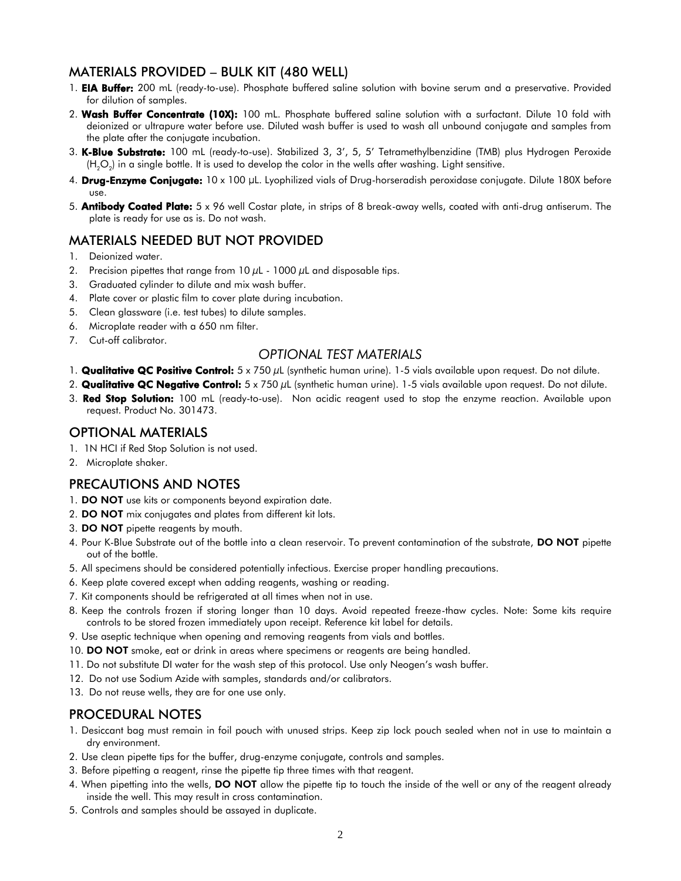## MATERIALS PROVIDED – BULK KIT (480 WELL)

1. **EIA Buffer:** 200 mL (ready-to-use). Phosphate buffered saline solution with bovine serum and a preservative. Provided for dilution of samples.
2. **Wash Buffer Concentrate (10X):** 100 mL. Phosphate buffered saline solution with a surfactant. Dilute 10 fold with deionized or ultrapure water before use. Diluted wash buffer is used to wash all unbound conjugate and samples from the plate after the conjugate incubation.
3. **K-Blue Substrate:** 100 mL (ready-to-use). Stabilized 3, 3', 5, 5' Tetramethylbenzidine (TMB) plus Hydrogen Peroxide ($H_2O_2$) in a single bottle. It is used to develop the color in the wells after washing. Light sensitive.
4. **Drug-Enzyme Conjugate:** 10 x 100 µL. Lyophilized vials of Drug-horseradish peroxidase conjugate. Dilute 180X before use.
5. **Antibody Coated Plate:** 5 x 96 well Costar plate, in strips of 8 break-away wells, coated with anti-drug antiserum. The plate is ready for use as is. Do not wash.

## MATERIALS NEEDED BUT NOT PROVIDED

1. Deionized water.
2. Precision pipettes that range from 10 µL - 1000 µL and disposable tips.
3. Graduated cylinder to dilute and mix wash buffer.
4. Plate cover or plastic film to cover plate during incubation.
5. Clean glassware (i.e. test tubes) to dilute samples.
6. Microplate reader with a 650 nm filter.
7. Cut-off calibrator.

### *OPTIONAL TEST MATERIALS*

1. **Qualitative QC Positive Control:** 5 x 750 µL (synthetic human urine). 1-5 vials available upon request. Do not dilute.
2. **Qualitative QC Negative Control:** 5 x 750 µL (synthetic human urine). 1-5 vials available upon request. Do not dilute.
3. **Red Stop Solution:** 100 mL (ready-to-use). Non acidic reagent used to stop the enzyme reaction. Available upon request. Product No. 301473.

## OPTIONAL MATERIALS

1. 1N HCl if Red Stop Solution is not used.
2. Microplate shaker.

## PRECAUTIONS AND NOTES

1. **DO NOT** use kits or components beyond expiration date.
2. **DO NOT** mix conjugates and plates from different kit lots.
3. **DO NOT** pipette reagents by mouth.
4. Pour K-Blue Substrate out of the bottle into a clean reservoir. To prevent contamination of the substrate, **DO NOT** pipette out of the bottle.
5. All specimens should be considered potentially infectious. Exercise proper handling precautions.
6. Keep plate covered except when adding reagents, washing or reading.
7. Kit components should be refrigerated at all times when not in use.
8. Keep the controls frozen if storing longer than 10 days. Avoid repeated freeze-thaw cycles. Note: Some kits require controls to be stored frozen immediately upon receipt. Reference kit label for details.
9. Use aseptic technique when opening and removing reagents from vials and bottles.
10. **DO NOT** smoke, eat or drink in areas where specimens or reagents are being handled.
11. Do not substitute DI water for the wash step of this protocol. Use only Neogen's wash buffer.
12. Do not use Sodium Azide with samples, standards and/or calibrators.
13. Do not reuse wells, they are for one use only.

## PROCEDURAL NOTES

1. Desiccant bag must remain in foil pouch with unused strips. Keep zip lock pouch sealed when not in use to maintain a dry environment.
2. Use clean pipette tips for the buffer, drug-enzyme conjugate, controls and samples.
3. Before pipetting a reagent, rinse the pipette tip three times with that reagent.
4. When pipetting into the wells, **DO NOT** allow the pipette tip to touch the inside of the well or any of the reagent already inside the well. This may result in cross contamination.
5. Controls and samples should be assayed in duplicate.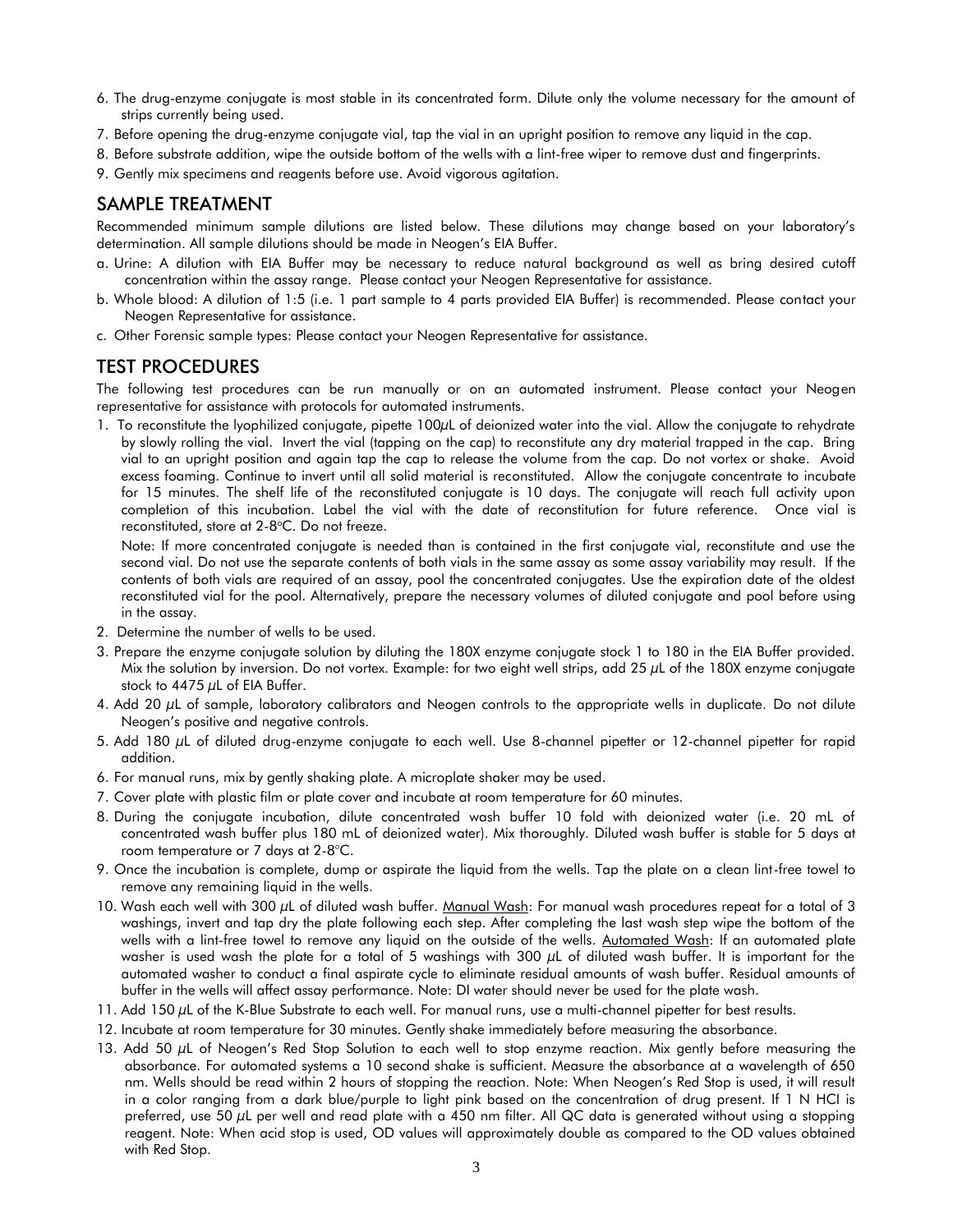6. The drug-enzyme conjugate is most stable in its concentrated form. Dilute only the volume necessary for the amount of strips currently being used.
7. Before opening the drug-enzyme conjugate vial, tap the vial in an upright position to remove any liquid in the cap.
8. Before substrate addition, wipe the outside bottom of the wells with a lint-free wiper to remove dust and fingerprints.
9. Gently mix specimens and reagents before use. Avoid vigorous agitation.

## SAMPLE TREATMENT

Recommended minimum sample dilutions are listed below. These dilutions may change based on your laboratory's determination. All sample dilutions should be made in Neogen's EIA Buffer.

a. Urine: A dilution with EIA Buffer may be necessary to reduce natural background as well as bring desired cutoff concentration within the assay range. Please contact your Neogen Representative for assistance.
b. Whole blood: A dilution of 1:5 (i.e. 1 part sample to 4 parts provided EIA Buffer) is recommended. Please contact your Neogen Representative for assistance.
c. Other Forensic sample types: Please contact your Neogen Representative for assistance.

## TEST PROCEDURES

The following test procedures can be run manually or on an automated instrument. Please contact your Neogen representative for assistance with protocols for automated instruments.

1. To reconstitute the lyophilized conjugate, pipette 100µL of deionized water into the vial. Allow the conjugate to rehydrate by slowly rolling the vial. Invert the vial (tapping on the cap) to reconstitute any dry material trapped in the cap. Bring vial to an upright position and again tap the cap to release the volume from the cap. Do not vortex or shake. Avoid excess foaming. Continue to invert until all solid material is reconstituted. Allow the conjugate concentrate to incubate for 15 minutes. The shelf life of the reconstituted conjugate is 10 days. The conjugate will reach full activity upon completion of this incubation. Label the vial with the date of reconstitution for future reference. Once vial is reconstituted, store at 2-8°C. Do not freeze.

   Note: If more concentrated conjugate is needed than is contained in the first conjugate vial, reconstitute and use the second vial. Do not use the separate contents of both vials in the same assay as some assay variability may result. If the contents of both vials are required of an assay, pool the concentrated conjugates. Use the expiration date of the oldest reconstituted vial for the pool. Alternatively, prepare the necessary volumes of diluted conjugate and pool before using in the assay.
2. Determine the number of wells to be used.
3. Prepare the enzyme conjugate solution by diluting the 180X enzyme conjugate stock 1 to 180 in the EIA Buffer provided. Mix the solution by inversion. Do not vortex. Example: for two eight well strips, add 25 µL of the 180X enzyme conjugate stock to 4475 µL of EIA Buffer.
4. Add 20 µL of sample, laboratory calibrators and Neogen controls to the appropriate wells in duplicate. Do not dilute Neogen's positive and negative controls.
5. Add 180 µL of diluted drug-enzyme conjugate to each well. Use 8-channel pipetter or 12-channel pipetter for rapid addition.
6. For manual runs, mix by gently shaking plate. A microplate shaker may be used.
7. Cover plate with plastic film or plate cover and incubate at room temperature for 60 minutes.
8. During the conjugate incubation, dilute concentrated wash buffer 10 fold with deionized water (i.e. 20 mL of concentrated wash buffer plus 180 mL of deionized water). Mix thoroughly. Diluted wash buffer is stable for 5 days at room temperature or 7 days at 2-8°C.
9. Once the incubation is complete, dump or aspirate the liquid from the wells. Tap the plate on a clean lint-free towel to remove any remaining liquid in the wells.
10. Wash each well with 300 µL of diluted wash buffer. Manual Wash: For manual wash procedures repeat for a total of 3 washings, invert and tap dry the plate following each step. After completing the last wash step wipe the bottom of the wells with a lint-free towel to remove any liquid on the outside of the wells. Automated Wash: If an automated plate washer is used wash the plate for a total of 5 washings with 300 µL of diluted wash buffer. It is important for the automated washer to conduct a final aspirate cycle to eliminate residual amounts of wash buffer. Residual amounts of buffer in the wells will affect assay performance. Note: DI water should never be used for the plate wash.
11. Add 150 µL of the K-Blue Substrate to each well. For manual runs, use a multi-channel pipetter for best results.
12. Incubate at room temperature for 30 minutes. Gently shake immediately before measuring the absorbance.
13. Add 50 µL of Neogen's Red Stop Solution to each well to stop enzyme reaction. Mix gently before measuring the absorbance. For automated systems a 10 second shake is sufficient. Measure the absorbance at a wavelength of 650 nm. Wells should be read within 2 hours of stopping the reaction. Note: When Neogen's Red Stop is used, it will result in a color ranging from a dark blue/purple to light pink based on the concentration of drug present. If 1 N HCl is preferred, use 50 µL per well and read plate with a 450 nm filter. All QC data is generated without using a stopping reagent. Note: When acid stop is used, OD values will approximately double as compared to the OD values obtained with Red Stop.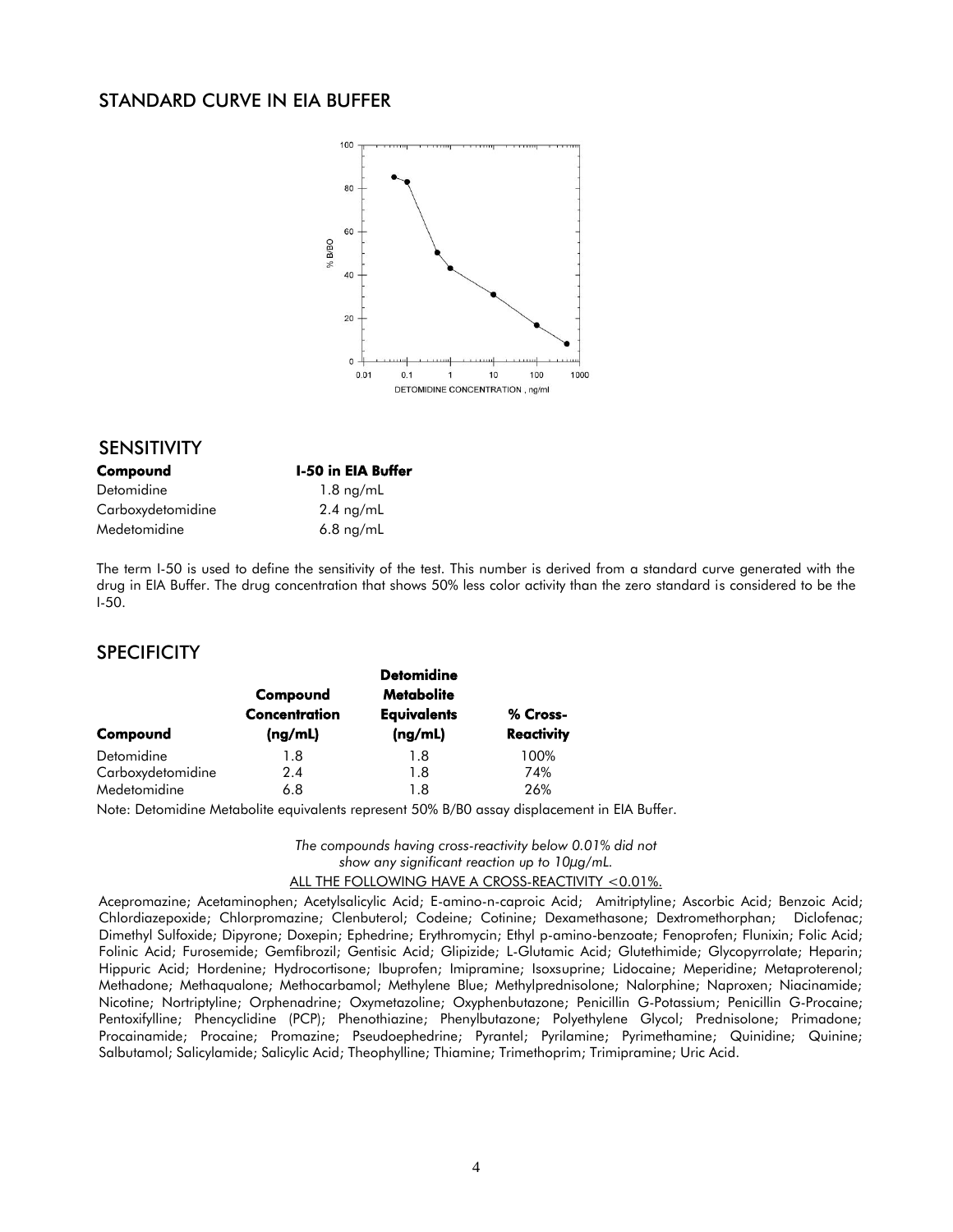## STANDARD CURVE IN EIA BUFFER

## SENSITIVITY

| Compound | I-50 in EIA Buffer |
|---|---|
| Detomidine | 1.8 ng/mL |
| Carboxydetomidine | 2.4 ng/mL |
| Medetomidine | 6.8 ng/mL |

The term I-50 is used to define the sensitivity of the test. This number is derived from a standard curve generated with the drug in EIA Buffer. The drug concentration that shows 50% less color activity than the zero standard is considered to be the I-50.

## SPECIFICITY

| Compound | Compound Concentration (ng/mL) | Detomidine Metabolite Equivalents (ng/mL) | % Cross-Reactivity |
|---|---|---|---|
| Detomidine | 1.8 | 1.8 | 100% |
| Carboxydetomidine | 2.4 | 1.8 | 74% |
| Medetomidine | 6.8 | 1.8 | 26% |

Note: Detomidine Metabolite equivalents represent 50% B/B0 assay displacement in EIA Buffer.

*The compounds having cross-reactivity below 0.01% did not show any significant reaction up to 10µg/mL.*

ALL THE FOLLOWING HAVE A CROSS-REACTIVITY <0.01%.

Acepromazine; Acetaminophen; Acetylsalicylic Acid; E-amino-n-caproic Acid; Amitriptyline; Ascorbic Acid; Benzoic Acid; Chlordiazepoxide; Chlorpromazine; Clenbuterol; Codeine; Cotinine; Dexamethasone; Dextromethorphan; Diclofenac; Dimethyl Sulfoxide; Dipyrone; Doxepin; Ephedrine; Erythromycin; Ethyl p-amino-benzoate; Fenoprofen; Flunixin; Folic Acid; Folinic Acid; Furosemide; Gemfibrozil; Gentisic Acid; Glipizide; L-Glutamic Acid; Glutethimide; Glycopyrrolate; Heparin; Hippuric Acid; Hordenine; Hydrocortisone; Ibuprofen; Imipramine; Isoxsuprine; Lidocaine; Meperidine; Metaproterenol; Methadone; Methaqualone; Methocarbamol; Methylene Blue; Methylprednisolone; Nalorphine; Naproxen; Niacinamide; Nicotine; Nortriptyline; Orphenadrine; Oxymetazoline; Oxyphenbutazone; Penicillin G-Potassium; Penicillin G-Procaine; Pentoxifylline; Phencyclidine (PCP); Phenothiazine; Phenylbutazone; Polyethylene Glycol; Prednisolone; Primadone; Procainamide; Procaine; Promazine; Pseudoephedrine; Pyrantel; Pyrilamine; Pyrimethamine; Quinidine; Quinine; Salbutamol; Salicylamide; Salicylic Acid; Theophylline; Thiamine; Trimethoprim; Trimipramine; Uric Acid.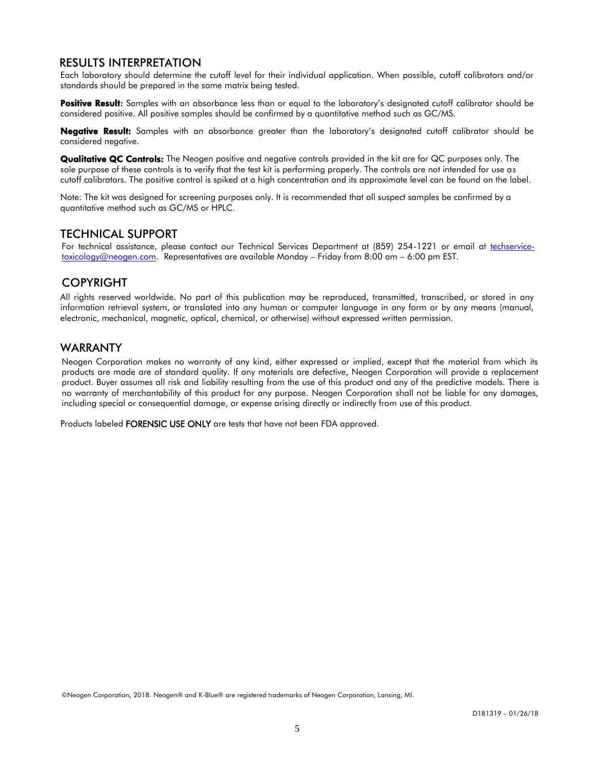## RESULTS INTERPRETATION

Each laboratory should determine the cutoff level for their individual application. When possible, cutoff calibrators and/or standards should be prepared in the same matrix being tested.

**Positive Result:** Samples with an absorbance less than or equal to the laboratory's designated cutoff calibrator should be considered positive. All positive samples should be confirmed by a quantitative method such as GC/MS.

**Negative Result:** Samples with an absorbance greater than the laboratory's designated cutoff calibrator should be considered negative.

**Qualitative QC Controls:** The Neogen positive and negative controls provided in the kit are for QC purposes only. The sole purpose of these controls is to verify that the test kit is performing properly. The controls are not intended for use as cutoff calibrators. The positive control is spiked at a high concentration and its approximate level can be found on the label.

Note: The kit was designed for screening purposes only. It is recommended that all suspect samples be confirmed by a quantitative method such as GC/MS or HPLC.

## TECHNICAL SUPPORT

For technical assistance, please contact our Technical Services Department at (859) 254-1221 or email at techservice-toxicology@neogen.com. Representatives are available Monday – Friday from 8:00 am – 6:00 pm EST.

## COPYRIGHT

All rights reserved worldwide. No part of this publication may be reproduced, transmitted, transcribed, or stored in any information retrieval system, or translated into any human or computer language in any form or by any means (manual, electronic, mechanical, magnetic, optical, chemical, or otherwise) without expressed written permission.

## WARRANTY

Neogen Corporation makes no warranty of any kind, either expressed or implied, except that the material from which its products are made are of standard quality. If any materials are defective, Neogen Corporation will provide a replacement product. Buyer assumes all risk and liability resulting from the use of this product and any of the predictive models. There is no warranty of merchantability of this product for any purpose. Neogen Corporation shall not be liable for any damages, including special or consequential damage, or expense arising directly or indirectly from use of this product.

Products labeled **FORENSIC USE ONLY** are tests that have not been FDA approved.

©Neogen Corporation, 2018. Neogen® and K-Blue® are registered trademarks of Neogen Corporation, Lansing, MI.

D181319 – 01/26/18